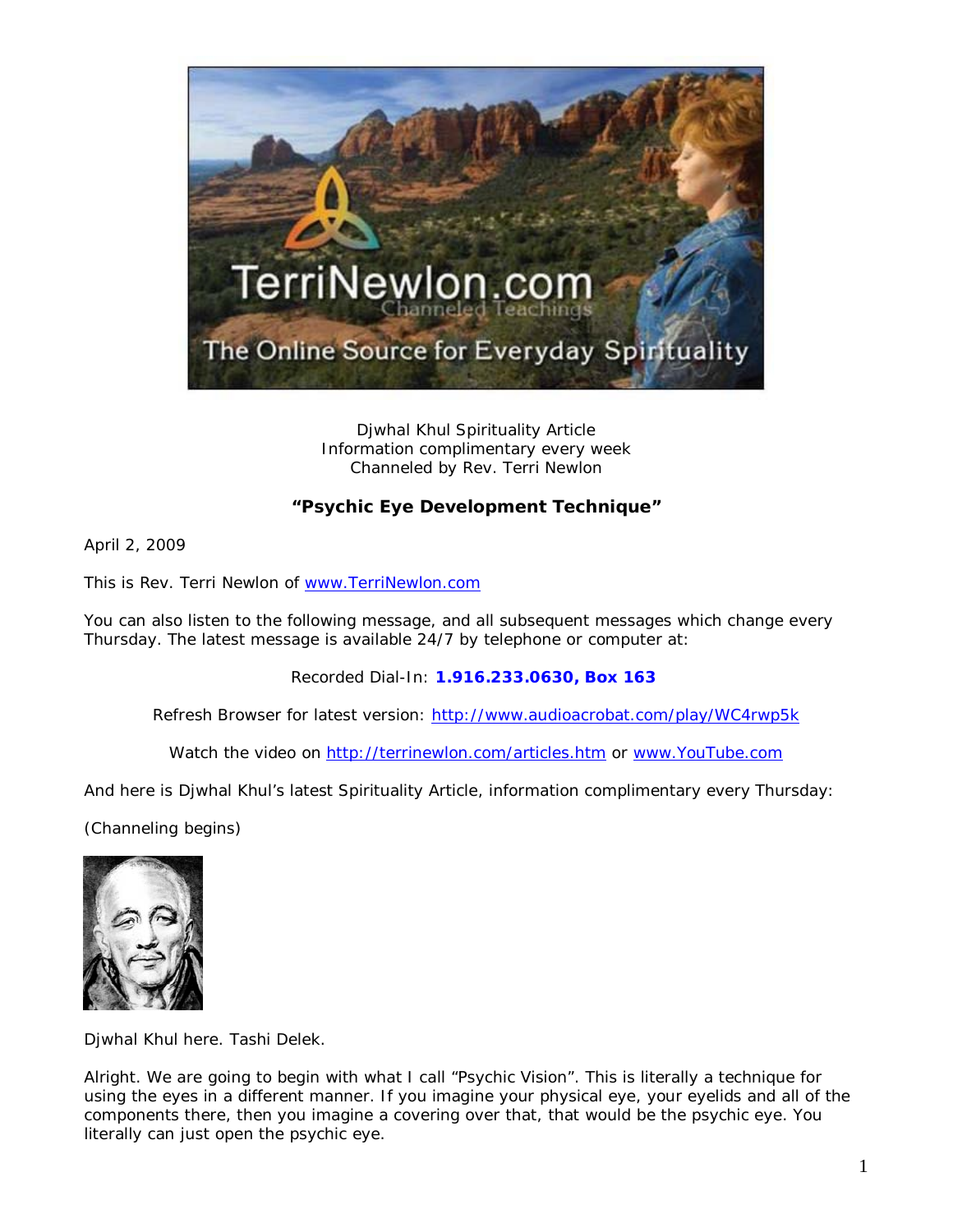Djwhal Khul Spirituality Article
Information complimentary every week
Channeled by Rev. Terri Newlon

## "Psychic Eye Development Technique"

April 2, 2009

This is Rev. Terri Newlon of [www.TerriNewlon.com](http://www.TerriNewlon.com)

You can also listen to the following message, and all subsequent messages which change every Thursday. The latest message is available 24/7 by telephone or computer at:

Recorded Dial-In: **1.916.233.0630, Box 163**

Refresh Browser for latest version: [http://www.audioacrobat.com/play/WC4rwp5k](http://www.audioacrobat.com/play/WC4rwp5k)

Watch the video on [http://terrinewlon.com/articles.htm](http://terrinewlon.com/articles.htm) or [www.YouTube.com](http://www.YouTube.com)

And here is Djwhal Khul's latest Spirituality Article, information complimentary every Thursday:

(Channeling begins)

Djwhal Khul here. Tashi Delek.

Alright. We are going to begin with what I call "Psychic Vision". This is literally a technique for using the eyes in a different manner. If you imagine your physical eye, your eyelids and all of the components there, then you imagine a covering over that, that would be the psychic eye. You literally can just open the psychic eye.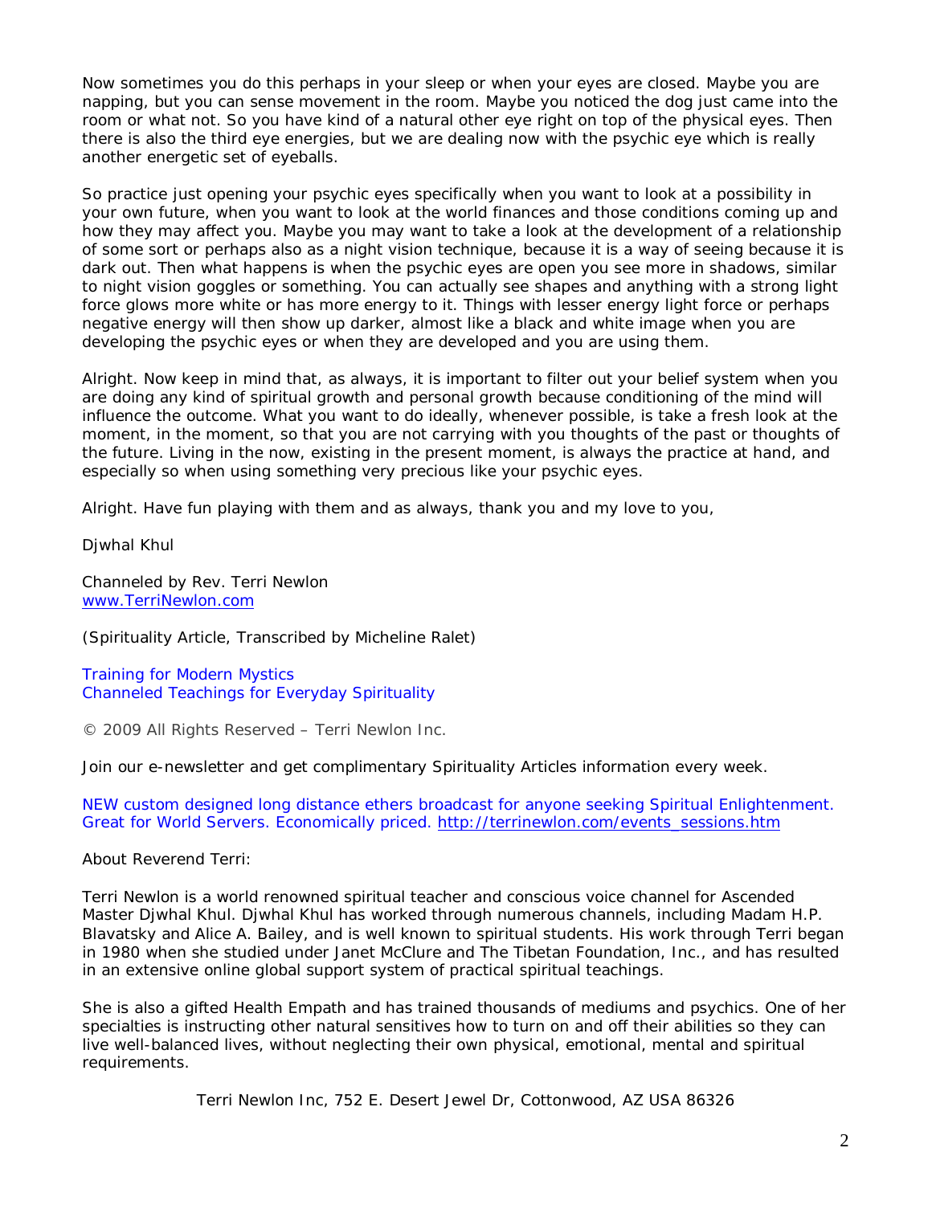Now sometimes you do this perhaps in your sleep or when your eyes are closed. Maybe you are napping, but you can sense movement in the room. Maybe you noticed the dog just came into the room or what not. So you have kind of a natural other eye right on top of the physical eyes. Then there is also the third eye energies, but we are dealing now with the psychic eye which is really another energetic set of eyeballs.

So practice just opening your psychic eyes specifically when you want to look at a possibility in your own future, when you want to look at the world finances and those conditions coming up and how they may affect you. Maybe you may want to take a look at the development of a relationship of some sort or perhaps also as a night vision technique, because it is a way of seeing because it is dark out. Then what happens is when the psychic eyes are open you see more in shadows, similar to night vision goggles or something. You can actually see shapes and anything with a strong light force glows more white or has more energy to it. Things with lesser energy light force or perhaps negative energy will then show up darker, almost like a black and white image when you are developing the psychic eyes or when they are developed and you are using them.

Alright. Now keep in mind that, as always, it is important to filter out your belief system when you are doing any kind of spiritual growth and personal growth because conditioning of the mind will influence the outcome. What you want to do ideally, whenever possible, is take a fresh look at the moment, in the moment, so that you are not carrying with you thoughts of the past or thoughts of the future. Living in the now, existing in the present moment, is always the practice at hand, and especially so when using something very precious like your psychic eyes.

Alright. Have fun playing with them and as always, thank you and my love to you,

Djwhal Khul

Channeled by Rev. Terri Newlon
www.TerriNewlon.com

(Spirituality Article, Transcribed by Micheline Ralet)

Training for Modern Mystics
Channeled Teachings for Everyday Spirituality

© 2009 All Rights Reserved – Terri Newlon Inc.

Join our e-newsletter and get complimentary Spirituality Articles information every week.

NEW custom designed long distance ethers broadcast for anyone seeking Spiritual Enlightenment. Great for World Servers. Economically priced. http://terrinewlon.com/events_sessions.htm

About Reverend Terri:

Terri Newlon is a world renowned spiritual teacher and conscious voice channel for Ascended Master Djwhal Khul. Djwhal Khul has worked through numerous channels, including Madam H.P. Blavatsky and Alice A. Bailey, and is well known to spiritual students. His work through Terri began in 1980 when she studied under Janet McClure and The Tibetan Foundation, Inc., and has resulted in an extensive online global support system of practical spiritual teachings.

She is also a gifted Health Empath and has trained thousands of mediums and psychics. One of her specialties is instructing other natural sensitives how to turn on and off their abilities so they can live well-balanced lives, without neglecting their own physical, emotional, mental and spiritual requirements.

Terri Newlon Inc, 752 E. Desert Jewel Dr, Cottonwood, AZ USA 86326